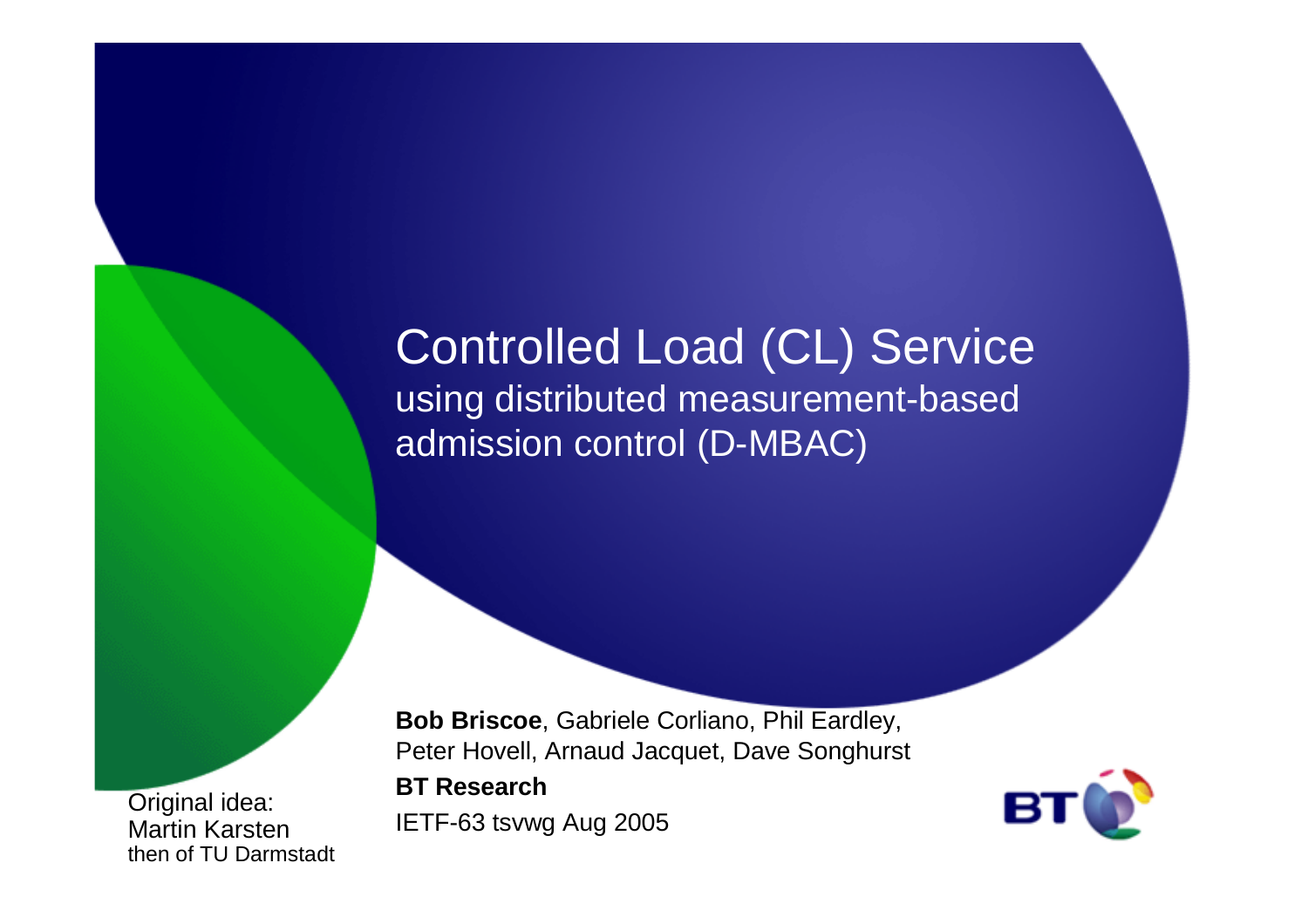# Controlled Load (CL) Service

## using distributed measurement-based admission control (D-MBAC)

**Bob Briscoe**, Gabriele Corliano, Phil Eardley, Peter Hovell, Arnaud Jacquet, Dave Songhurst

**BT Research**

IETF-63 tsvwg Aug 2005

Original idea:
Martin Karsten
then of TU Darmstadt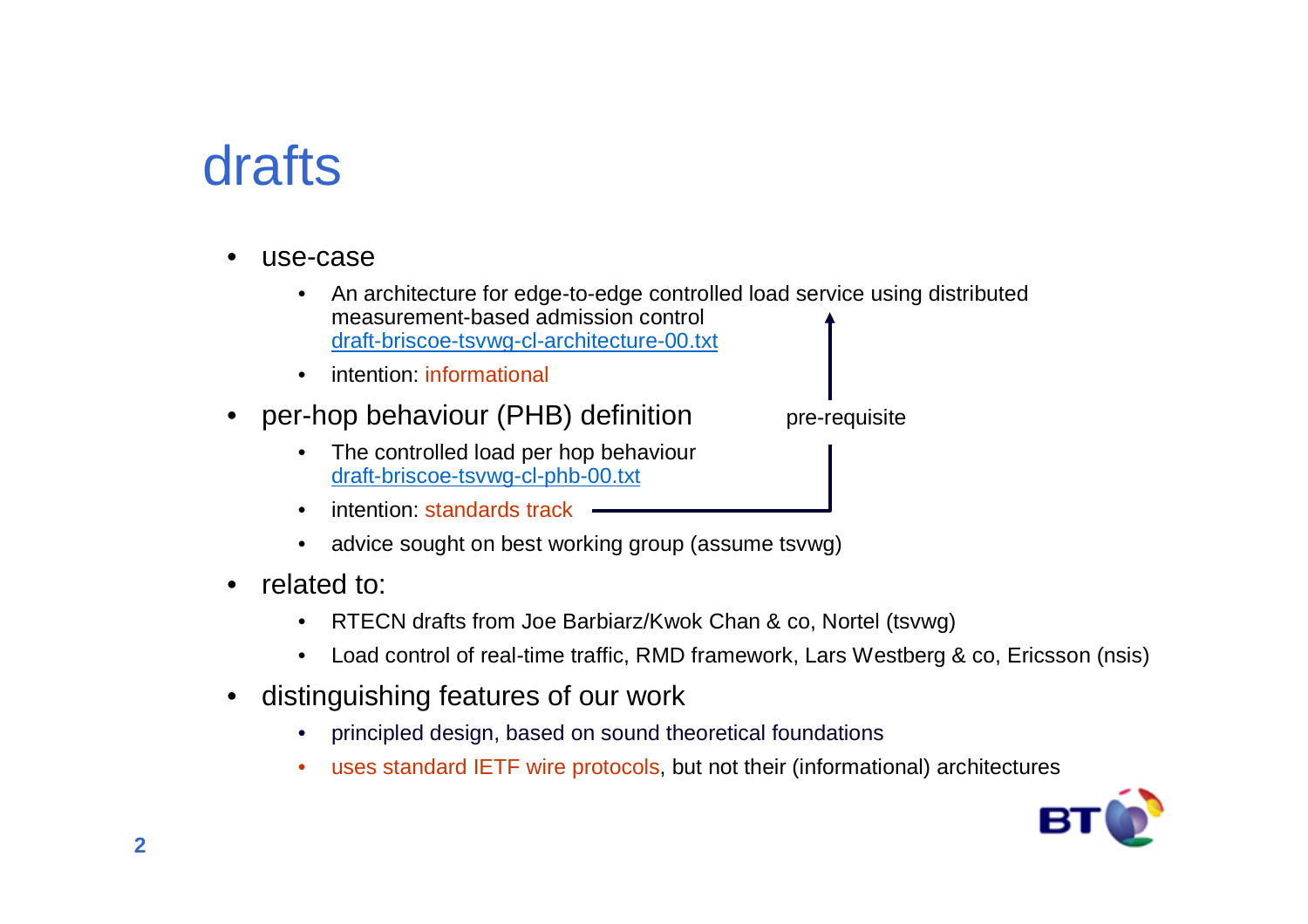# drafts

- use-case
  - An architecture for edge-to-edge controlled load service using distributed measurement-based admission control
    draft-briscoe-tsvwg-cl-architecture-00.txt
  - intention: informational
- per-hop behaviour (PHB) definition
  - The controlled load per hop behaviour
    draft-briscoe-tsvwg-cl-phb-00.txt
  - intention: standards track
  - advice sought on best working group (assume tsvwg)

pre-requisite

- related to:
  - RTECN drafts from Joe Barbiarz/Kwok Chan & co, Nortel (tsvwg)
  - Load control of real-time traffic, RMD framework, Lars Westberg & co, Ericsson (nsis)
- distinguishing features of our work
  - principled design, based on sound theoretical foundations
  - uses standard IETF wire protocols, but not their (informational) architectures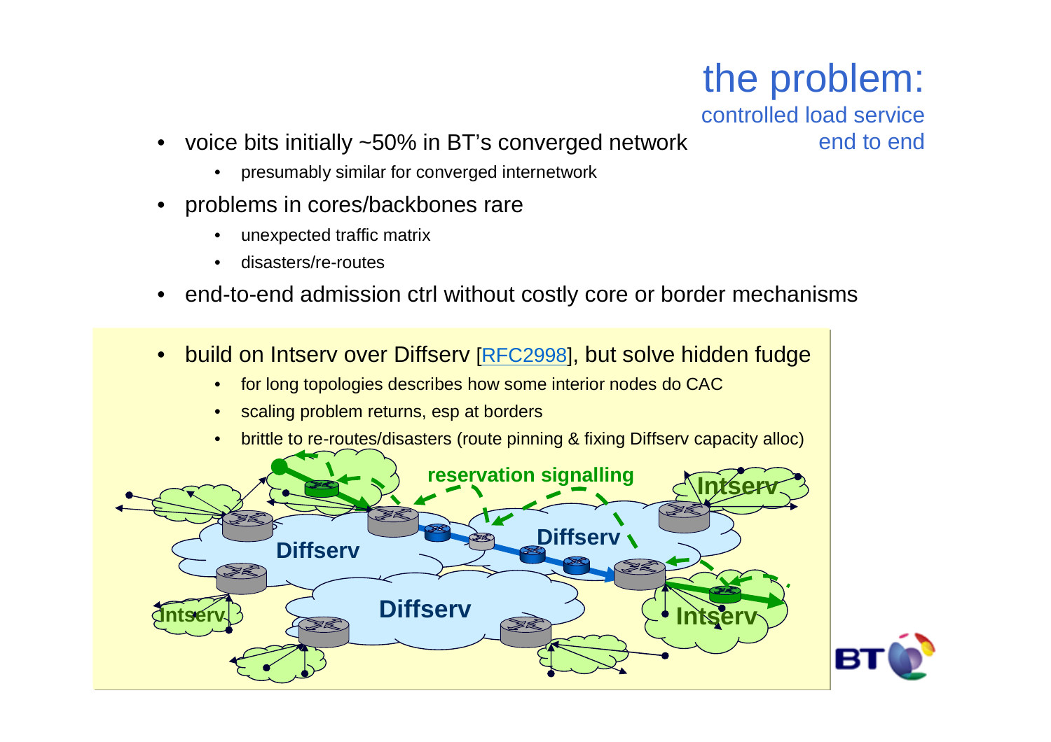# the problem:
## controlled load service end to end

- voice bits initially ~50% in BT's converged network
  - presumably similar for converged internetwork
- problems in cores/backbones rare
  - unexpected traffic matrix
  - disasters/re-routes
- end-to-end admission ctrl without costly core or border mechanisms

- build on Intserv over Diffserv [RFC2998], but solve hidden fudge
  - for long topologies describes how some interior nodes do CAC
  - scaling problem returns, esp at borders
  - brittle to re-routes/disasters (route pinning & fixing Diffserv capacity alloc)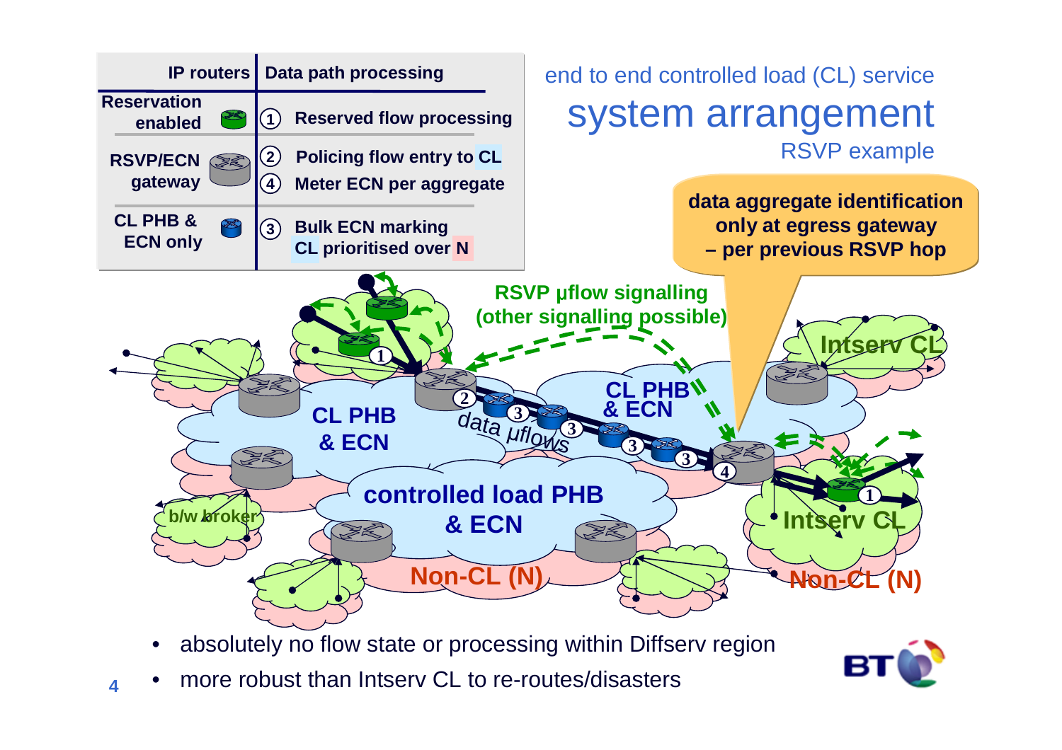# end to end controlled load (CL) service

## system arrangement

### RSVP example

| IP routers | Data path processing |
| --- | --- |
| Reservation enabled | ① Reserved flow processing |
| RSVP/ECN gateway | ② Policing flow entry to CL<br>④ Meter ECN per aggregate |
| CL PHB & ECN only | ③ Bulk ECN marking<br>CL prioritised over N |

**data aggregate identification only at egress gateway – per previous RSVP hop**

RSVP µflow signalling (other signalling possible)

data µflows

CL PHB & ECN

controlled load PHB & ECN

Intserv CL

Non-CL (N)

b/w broker

- absolutely no flow state or processing within Diffserv region
- more robust than Intserv CL to re-routes/disasters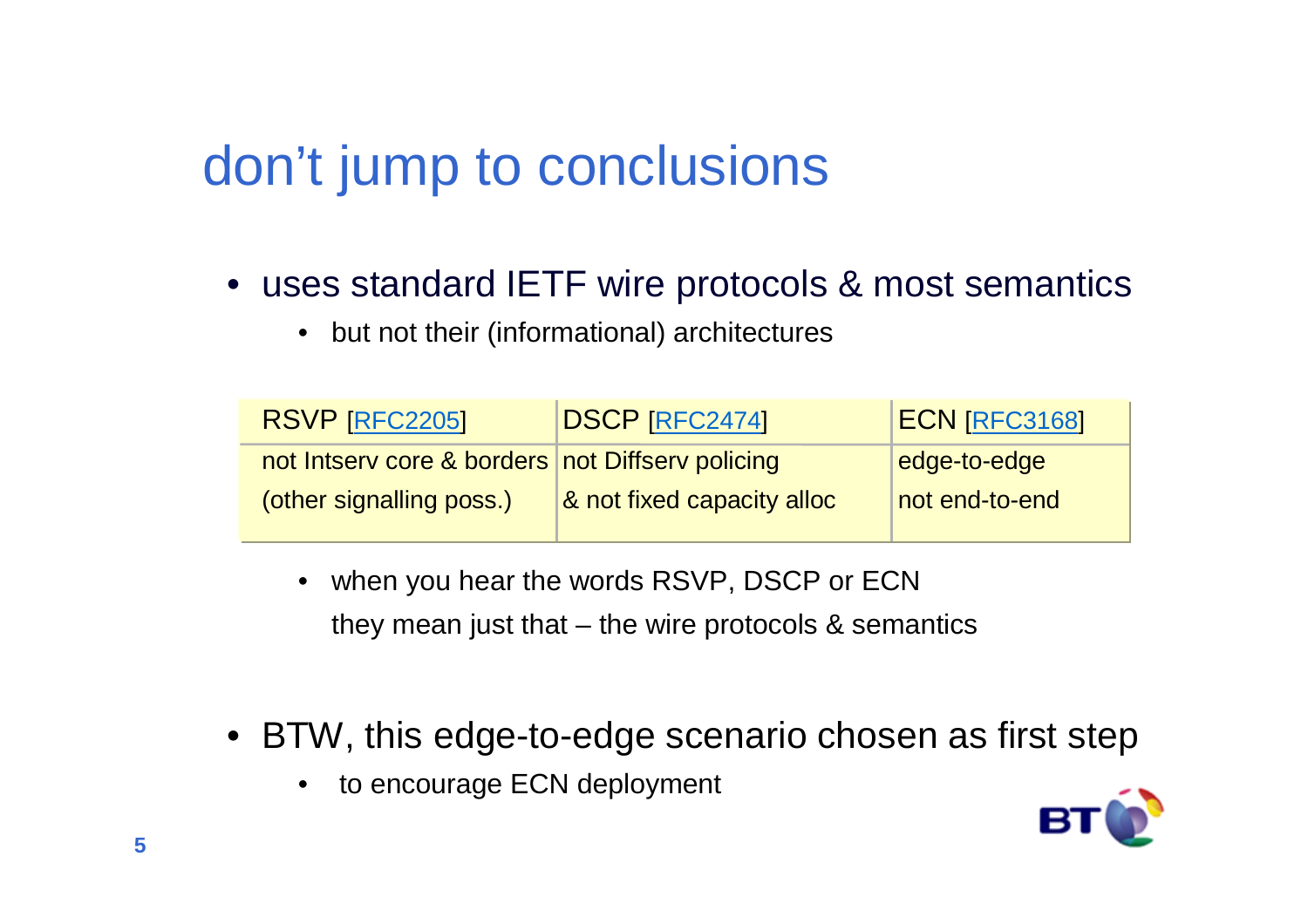# don't jump to conclusions

- uses standard IETF wire protocols & most semantics
  - but not their (informational) architectures

| RSVP [RFC2205] | DSCP [RFC2474] | ECN [RFC3168] |
|---|---|---|
| not Intserv core & borders<br>(other signalling poss.) | not Diffserv policing<br>& not fixed capacity alloc | edge-to-edge<br>not end-to-end |

- when you hear the words RSVP, DSCP or ECN
  they mean just that – the wire protocols & semantics

- BTW, this edge-to-edge scenario chosen as first step
  - to encourage ECN deployment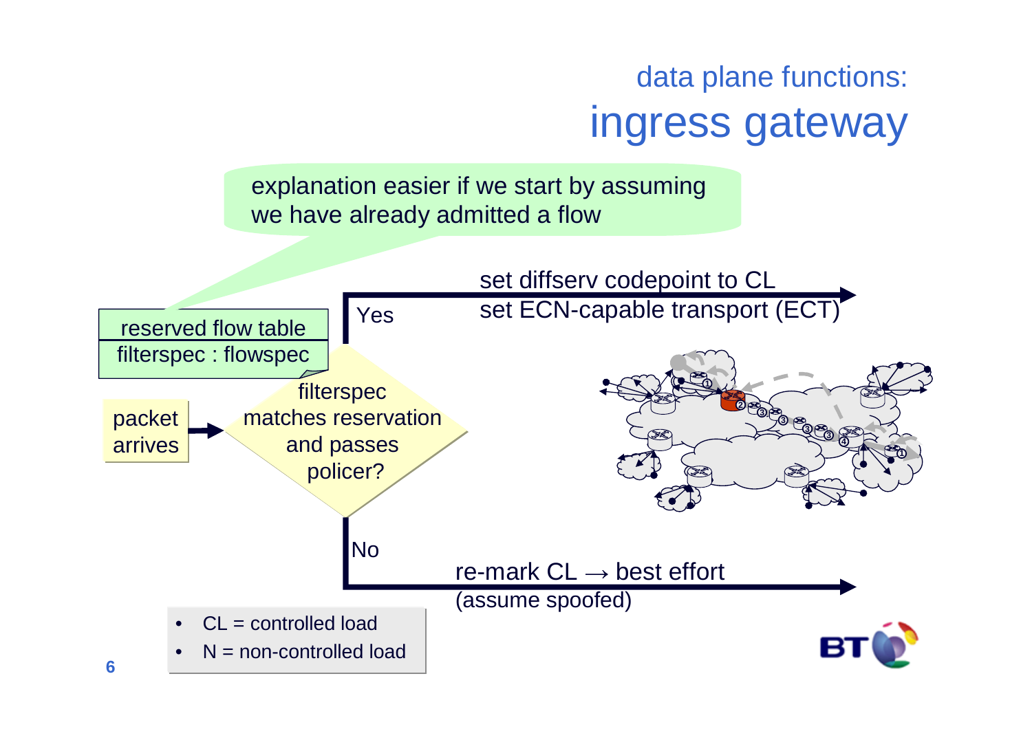## data plane functions:
# ingress gateway

explanation easier if we start by assuming we have already admitted a flow

reserved flow table
filterspec : flowspec

packet arrives

filterspec matches reservation and passes policer?

Yes

set diffserv codepoint to CL
set ECN-capable transport (ECT)

No

re-mark CL → best effort
(assume spoofed)

- CL = controlled load
- N = non-controlled load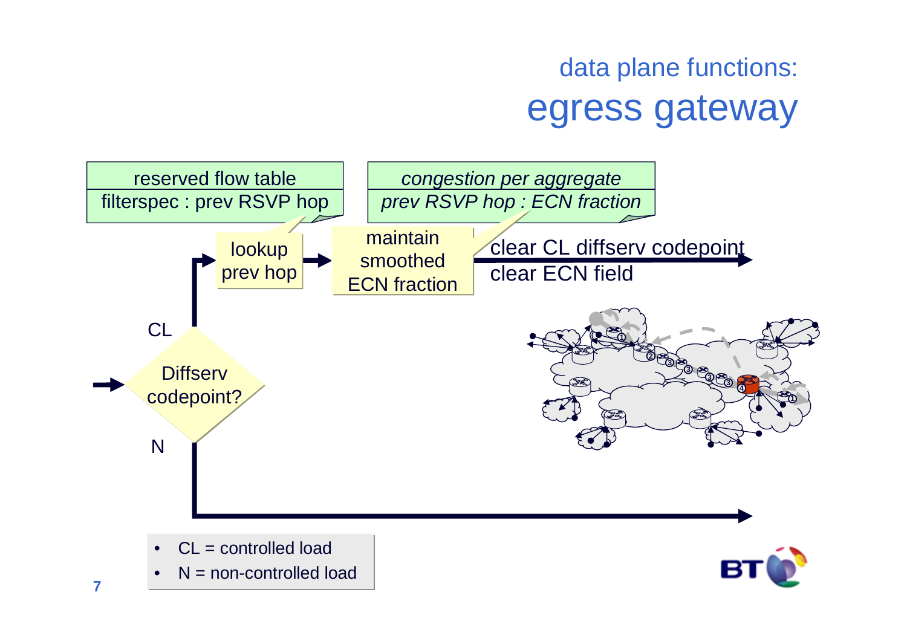## data plane functions:

# egress gateway

| reserved flow table |
| --- |
| filterspec : prev RSVP hop |

| *congestion per aggregate* |
| --- |
| *prev RSVP hop : ECN fraction* |

Diffserv codepoint?

CL → lookup prev hop → maintain smoothed ECN fraction → clear CL diffserv codepoint, clear ECN field

N →

- CL = controlled load
- N = non-controlled load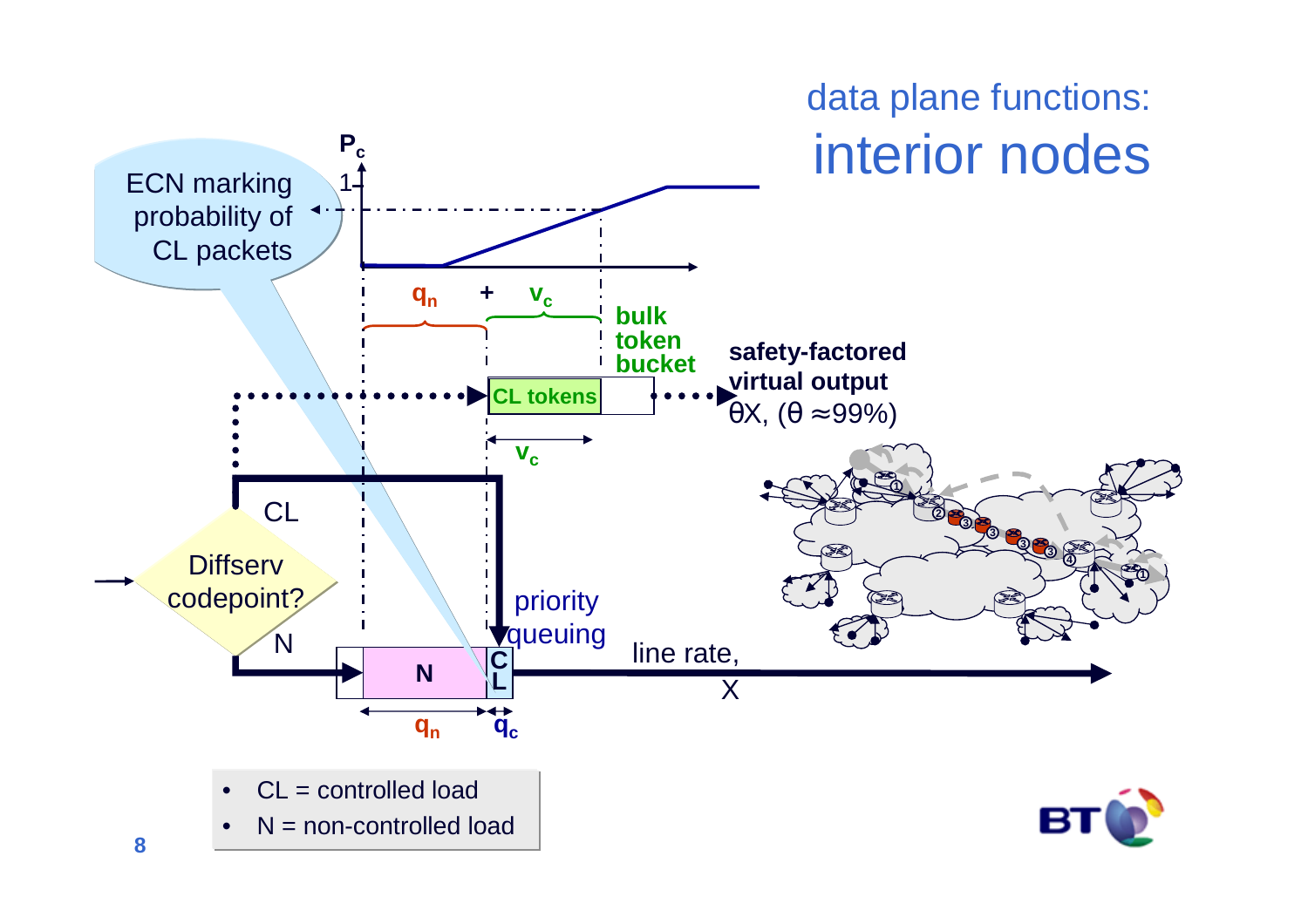# data plane functions: interior nodes

ECN marking probability of CL packets

$P_c$

1

$q_n$ + $v_c$

bulk token bucket

CL tokens

$v_c$

safety-factored virtual output

$\theta X$, ($\theta \approx 99\%$)

CL

Diffserv codepoint?

N

priority queuing

N

CL

$q_n$ $q_c$

line rate, X

- CL = controlled load
- N = non-controlled load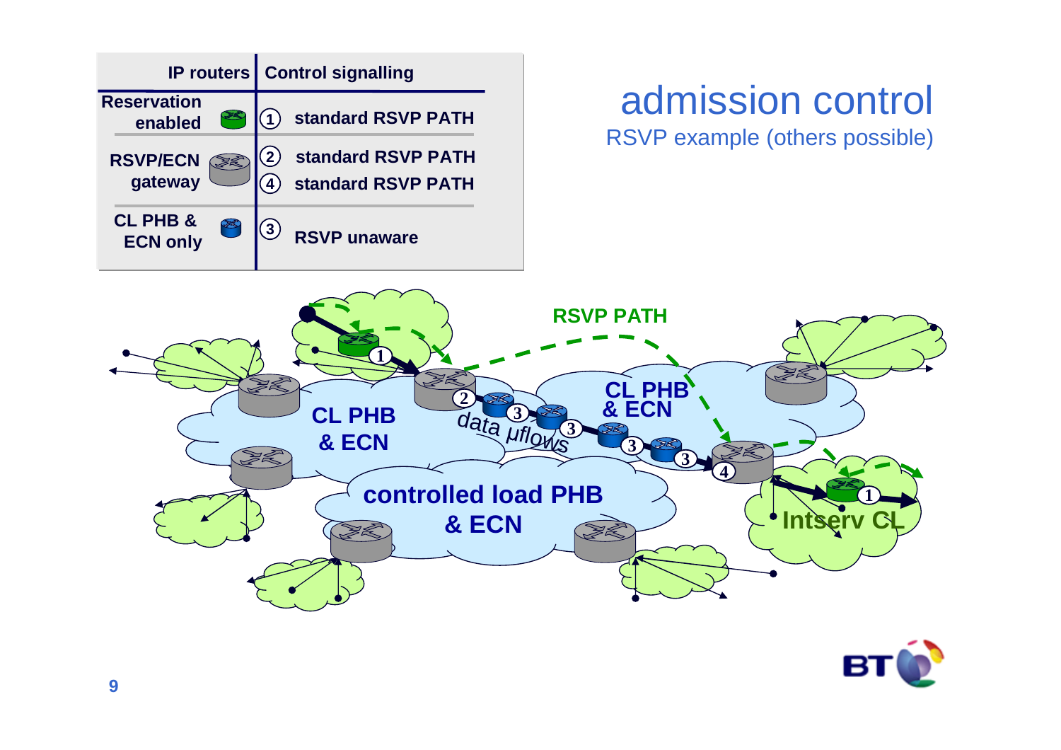# admission control

RSVP example (others possible)

| IP routers | Control signalling |
|---|---|
| Reservation enabled | ① standard RSVP PATH |
| RSVP/ECN gateway | ② standard RSVP PATH<br>④ standard RSVP PATH |
| CL PHB & ECN only | ③ RSVP unaware |

RSVP PATH

CL PHB & ECN

CL PHB & ECN

data µflows

controlled load PHB & ECN

Intserv CL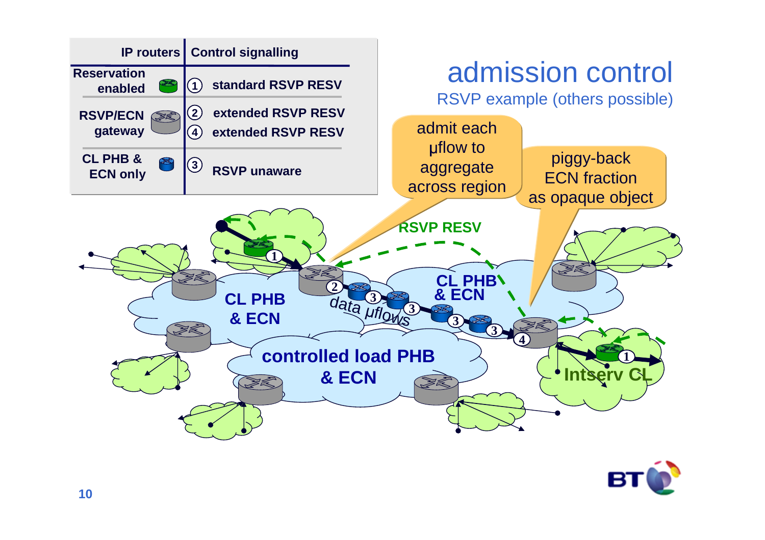# admission control

RSVP example (others possible)

| IP routers | Control signalling |
| --- | --- |
| Reservation enabled | ① standard RSVP RESV |
| RSVP/ECN gateway | ② extended RSVP RESV<br>④ extended RSVP RESV |
| CL PHB & ECN only | ③ RSVP unaware |

admit each µflow to aggregate across region

piggy-back ECN fraction as opaque object

RSVP RESV

CL PHB & ECN

data µflows

CL PHB & ECN

controlled load PHB & ECN

Intserv CL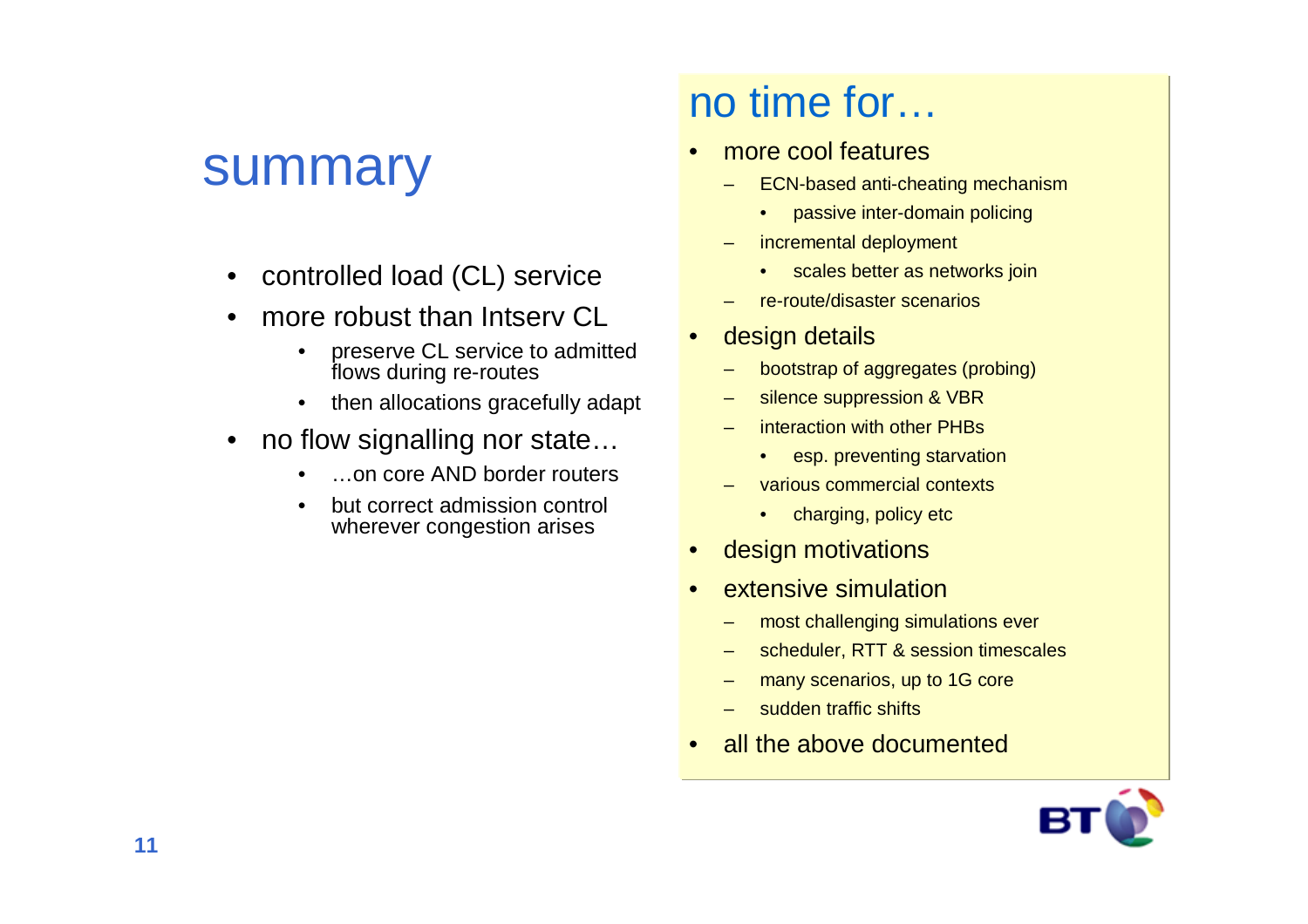# summary

- controlled load (CL) service
- more robust than Intserv CL
  - preserve CL service to admitted flows during re-routes
  - then allocations gracefully adapt
- no flow signalling nor state…
  - …on core AND border routers
  - but correct admission control wherever congestion arises

## no time for…

- more cool features
  - ECN-based anti-cheating mechanism
    - passive inter-domain policing
  - incremental deployment
    - scales better as networks join
  - re-route/disaster scenarios
- design details
  - bootstrap of aggregates (probing)
  - silence suppression & VBR
  - interaction with other PHBs
    - esp. preventing starvation
  - various commercial contexts
    - charging, policy etc
- design motivations
- extensive simulation
  - most challenging simulations ever
  - scheduler, RTT & session timescales
  - many scenarios, up to 1G core
  - sudden traffic shifts
- all the above documented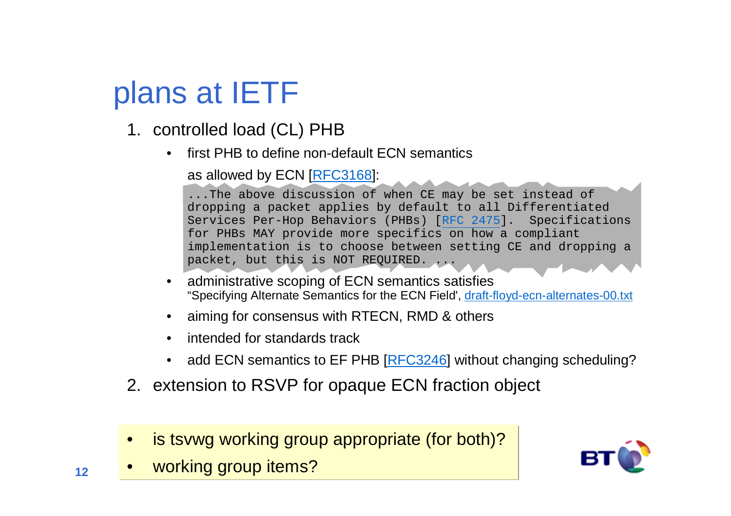# plans at IETF

1. controlled load (CL) PHB
   - first PHB to define non-default ECN semantics

     as allowed by ECN [RFC3168]:

     ```
     ...The above discussion of when CE may be set instead of
     dropping a packet applies by default to all Differentiated
     Services Per-Hop Behaviors (PHBs) [RFC 2475].  Specifications
     for PHBs MAY provide more specifics on how a compliant
     implementation is to choose between setting CE and dropping a
     packet, but this is NOT REQUIRED. ...
     ```

   - administrative scoping of ECN semantics satisfies
     "Specifying Alternate Semantics for the ECN Field', draft-floyd-ecn-alternates-00.txt
   - aiming for consensus with RTECN, RMD & others
   - intended for standards track
   - add ECN semantics to EF PHB [RFC3246] without changing scheduling?
2. extension to RSVP for opaque ECN fraction object

- is tsvwg working group appropriate (for both)?
- working group items?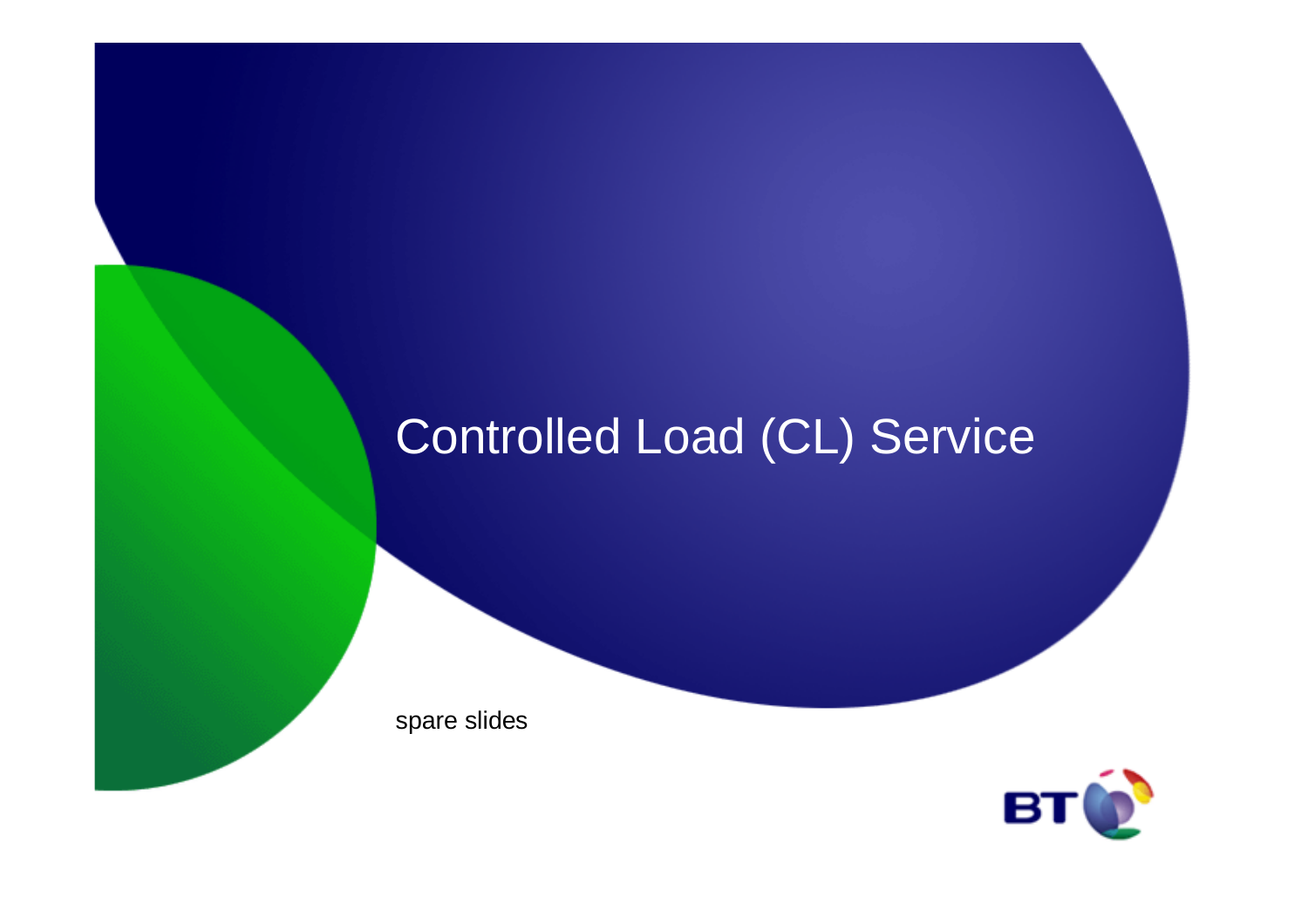# Controlled Load (CL) Service

spare slides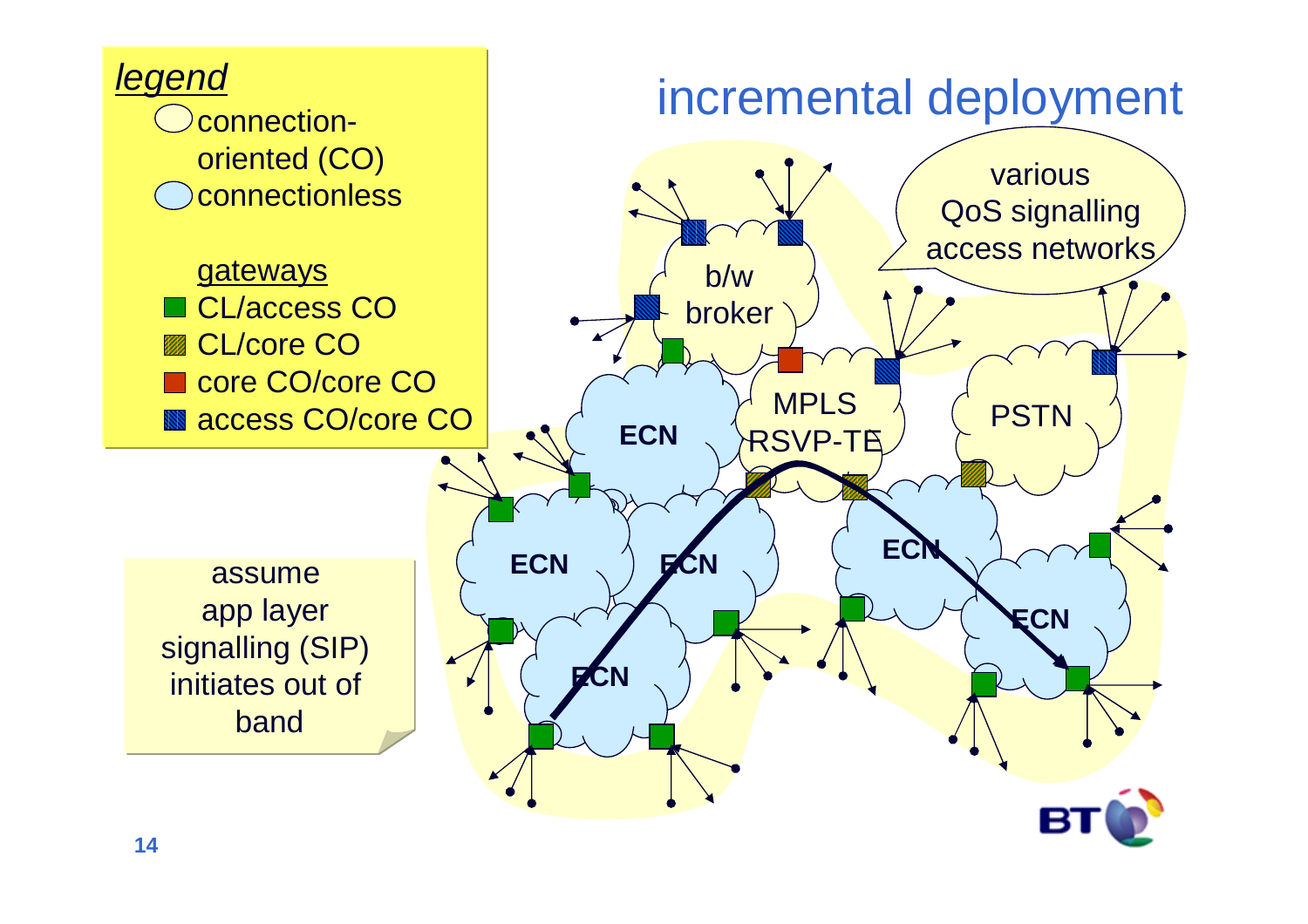# incremental deployment

*legend*

- connection-oriented (CO)
- connectionless

gateways

- CL/access CO
- CL/core CO
- core CO/core CO
- access CO/core CO

various QoS signalling access networks

b/w broker

MPLS RSVP-TE

PSTN

ECN

assume app layer signalling (SIP) initiates out of band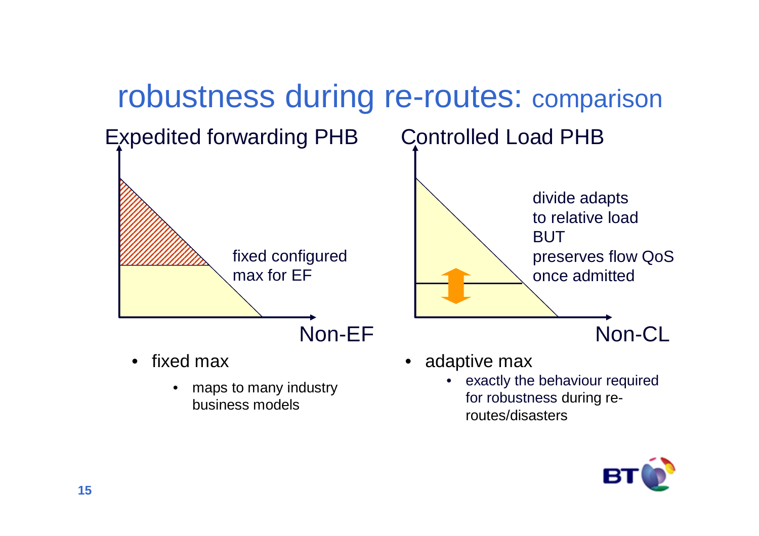# robustness during re-routes: comparison

## Expedited forwarding PHB

fixed configured max for EF

Non-EF

- fixed max
  - maps to many industry business models

## Controlled Load PHB

divide adapts to relative load BUT preserves flow QoS once admitted

Non-CL

- adaptive max
  - exactly the behaviour required for robustness during re-routes/disasters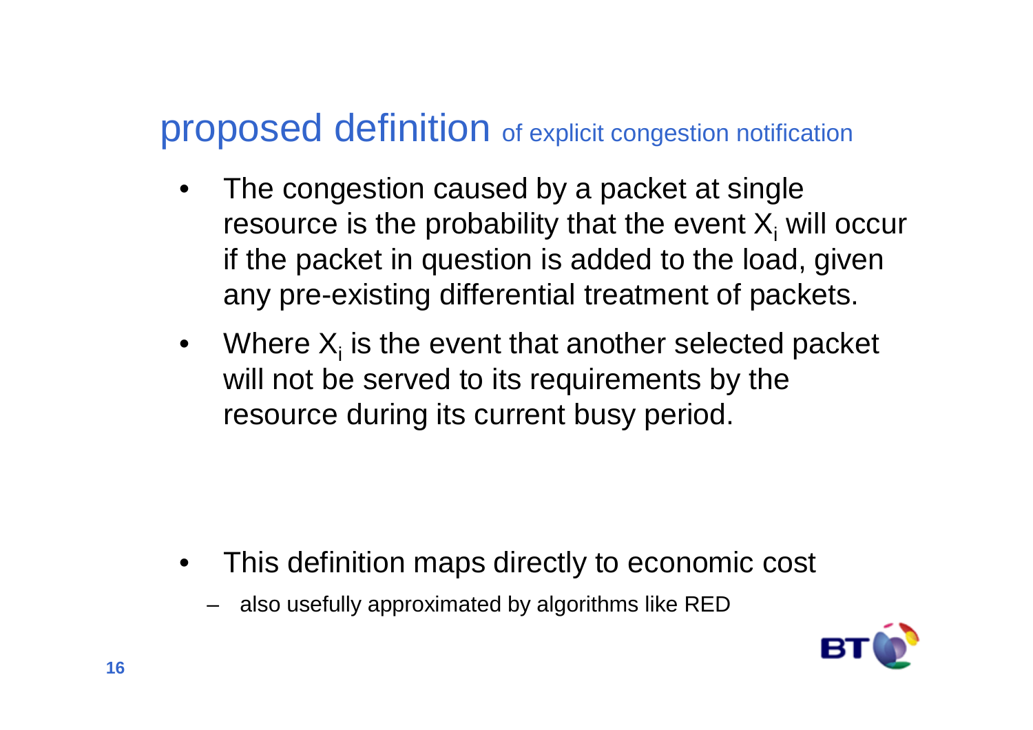# proposed definition of explicit congestion notification

- The congestion caused by a packet at single resource is the probability that the event $X_i$ will occur if the packet in question is added to the load, given any pre-existing differential treatment of packets.
- Where $X_i$ is the event that another selected packet will not be served to its requirements by the resource during its current busy period.

- This definition maps directly to economic cost
  - also usefully approximated by algorithms like RED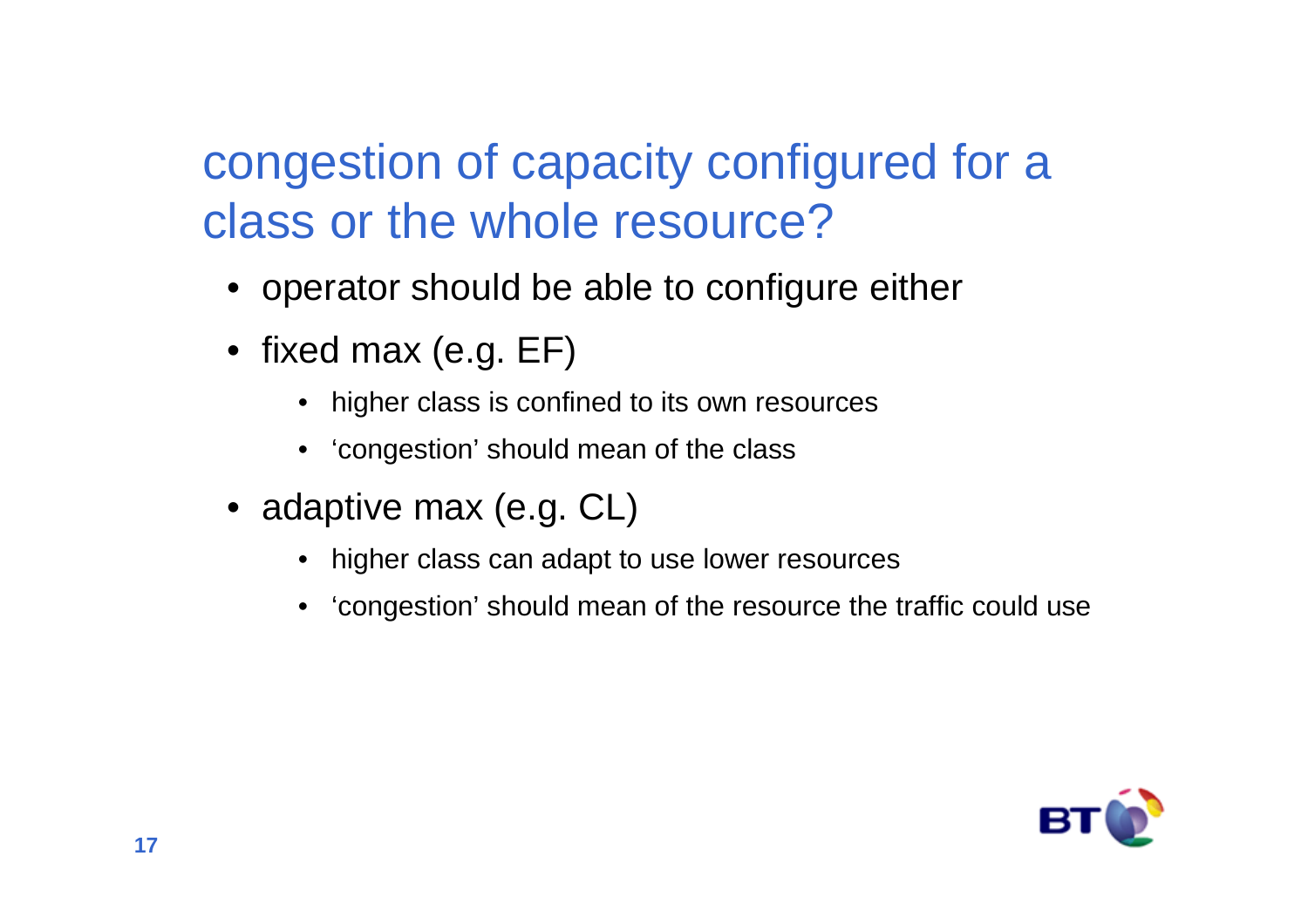# congestion of capacity configured for a class or the whole resource?

- operator should be able to configure either
- fixed max (e.g. EF)
  - higher class is confined to its own resources
  - ‘congestion’ should mean of the class
- adaptive max (e.g. CL)
  - higher class can adapt to use lower resources
  - ‘congestion’ should mean of the resource the traffic could use